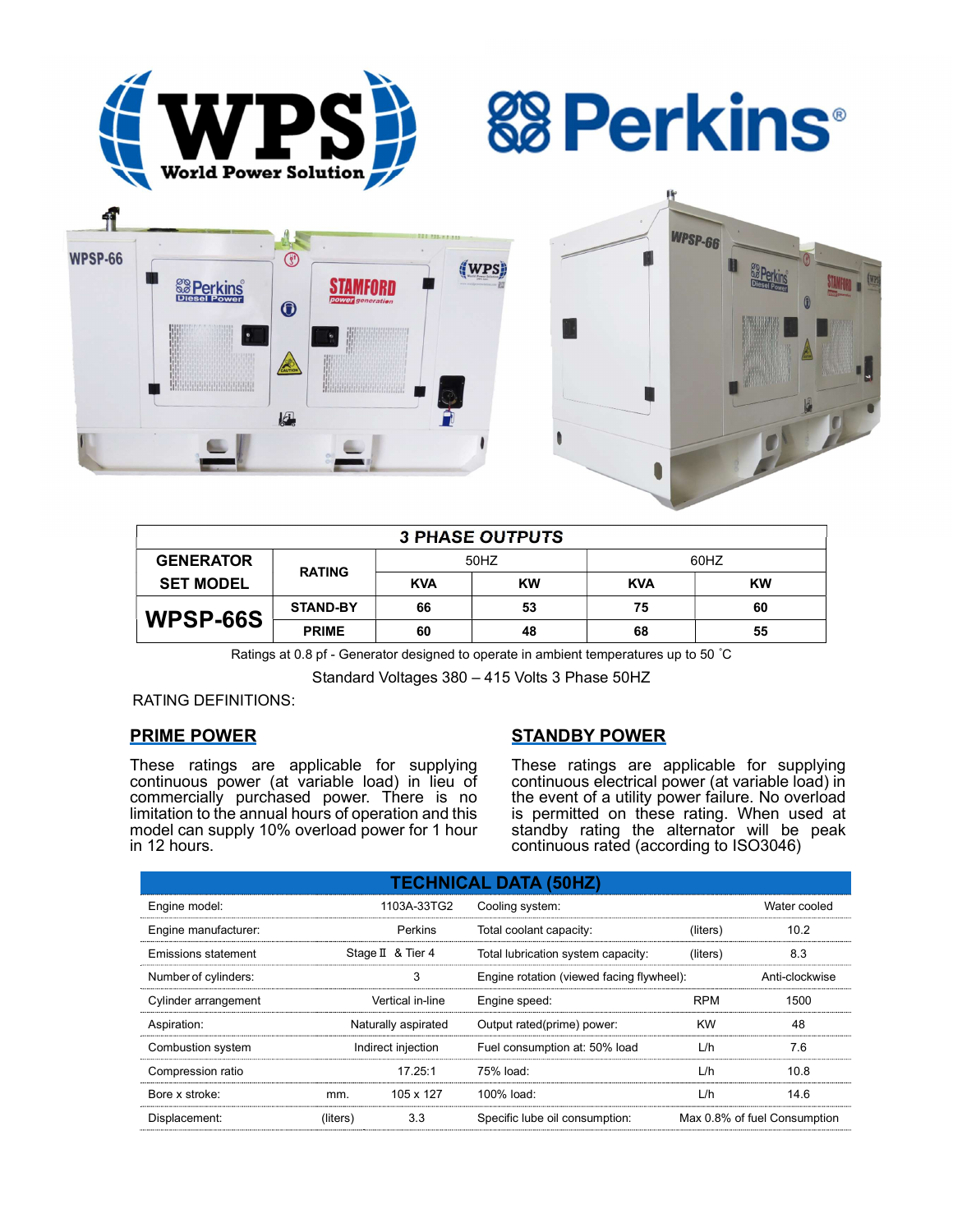| 3 PHASE OUTPUTS | | | | | |
|---|---|---|---|---|---|
| GENERATOR SET MODEL | RATING | 50HZ | | 60HZ | |
| | | KVA | KW | KVA | KW |
| WPSP-66S | STAND-BY | 66 | 53 | 75 | 60 |
| | PRIME | 60 | 48 | 68 | 55 |

Ratings at 0.8 pf - Generator designed to operate in ambient temperatures up to 50 ˚C

Standard Voltages 380 – 415 Volts 3 Phase 50HZ

RATING DEFINITIONS:

## PRIME POWER

These ratings are applicable for supplying continuous power (at variable load) in lieu of commercially purchased power. There is no limitation to the annual hours of operation and this model can supply 10% overload power for 1 hour in 12 hours.

## STANDBY POWER

These ratings are applicable for supplying continuous electrical power (at variable load) in the event of a utility power failure. No overload is permitted on these rating. When used at standby rating the alternator will be peak continuous rated (according to ISO3046)

| TECHNICAL DATA (50HZ) | | | | | |
|---|---|---|---|---|---|
| Engine model: | | 1103A-33TG2 | Cooling system: | | Water cooled |
| Engine manufacturer: | | Perkins | Total coolant capacity: | (liters) | 10.2 |
| Emissions statement | | Stage Ⅱ & Tier 4 | Total lubrication system capacity: | (liters) | 8.3 |
| Number of cylinders: | | 3 | Engine rotation (viewed facing flywheel): | | Anti-clockwise |
| Cylinder arrangement | | Vertical in-line | Engine speed: | RPM | 1500 |
| Aspiration: | | Naturally aspirated | Output rated(prime) power: | KW | 48 |
| Combustion system | | Indirect injection | Fuel consumption at: 50% load | L/h | 7.6 |
| Compression ratio | | 17.25:1 | 75% load: | L/h | 10.8 |
| Bore x stroke: | mm. | 105 x 127 | 100% load: | L/h | 14.6 |
| Displacement: | (liters) | 3.3 | Specific lube oil consumption: | | Max 0.8% of fuel Consumption |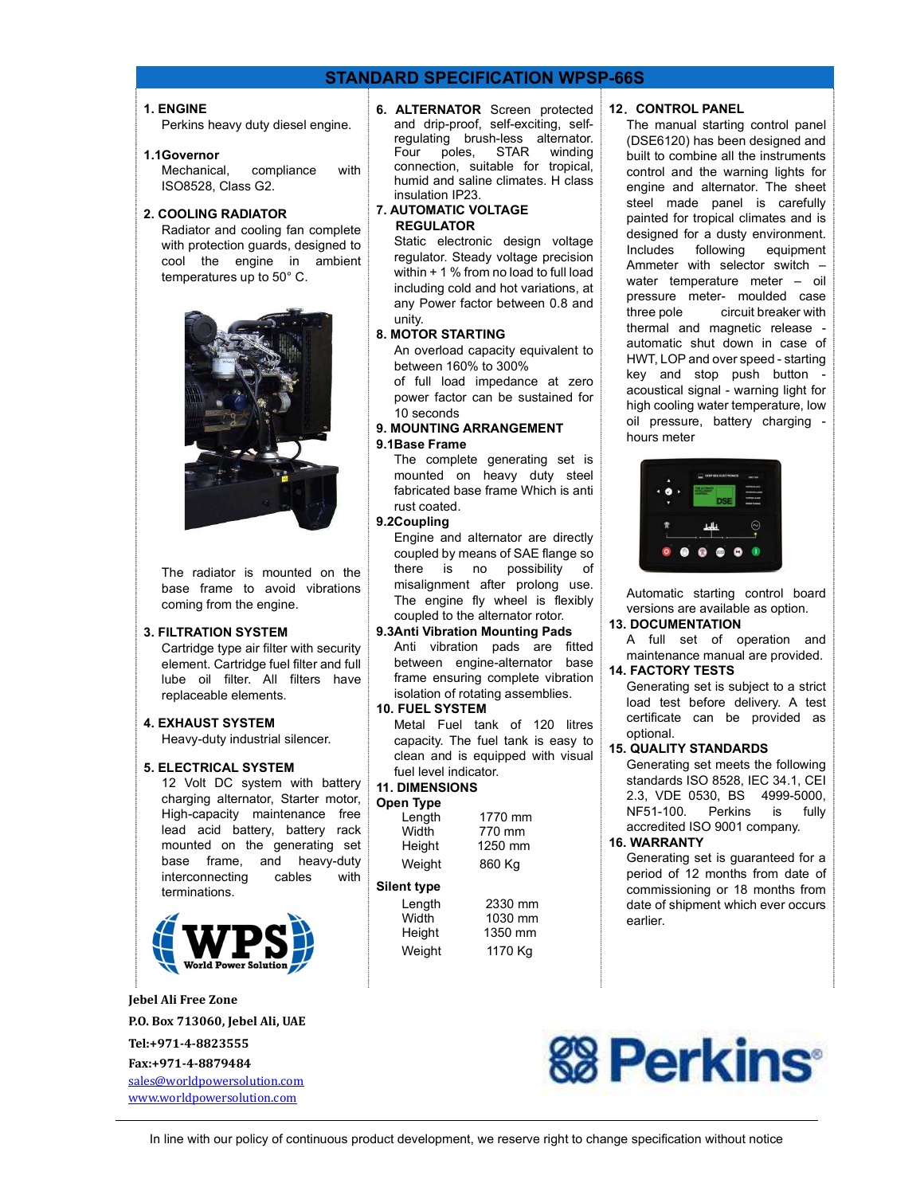# STANDARD SPECIFICATION WPSP-66S

## 1. ENGINE

Perkins heavy duty diesel engine.

### 1.1Governor

Mechanical, compliance with ISO8528, Class G2.

## 2. COOLING RADIATOR

Radiator and cooling fan complete with protection guards, designed to cool the engine in ambient temperatures up to 50° C.

The radiator is mounted on the base frame to avoid vibrations coming from the engine.

## 3. FILTRATION SYSTEM

Cartridge type air filter with security element. Cartridge fuel filter and full lube oil filter. All filters have replaceable elements.

## 4. EXHAUST SYSTEM

Heavy-duty industrial silencer.

## 5. ELECTRICAL SYSTEM

12 Volt DC system with battery charging alternator, Starter motor, High-capacity maintenance free lead acid battery, battery rack mounted on the generating set base frame, and heavy-duty interconnecting cables with terminations.

## 6. ALTERNATOR

Screen protected and drip-proof, self-exciting, self-regulating brush-less alternator. Four poles, STAR winding connection, suitable for tropical, humid and saline climates. H class insulation IP23.

## 7. AUTOMATIC VOLTAGE REGULATOR

Static electronic design voltage regulator. Steady voltage precision within + 1 % from no load to full load including cold and hot variations, at any Power factor between 0.8 and unity.

## 8. MOTOR STARTING

An overload capacity equivalent to between 160% to 300%
of full load impedance at zero power factor can be sustained for 10 seconds

## 9. MOUNTING ARRANGEMENT

### 9.1Base Frame

The complete generating set is mounted on heavy duty steel fabricated base frame Which is anti rust coated.

### 9.2Coupling

Engine and alternator are directly coupled by means of SAE flange so there is no possibility of misalignment after prolong use. The engine fly wheel is flexibly coupled to the alternator rotor.

### 9.3Anti Vibration Mounting Pads

Anti vibration pads are fitted between engine-alternator base frame ensuring complete vibration isolation of rotating assemblies.

## 10. FUEL SYSTEM

Metal Fuel tank of 120 litres capacity. The fuel tank is easy to clean and is equipped with visual fuel level indicator.

## 11. DIMENSIONS

**Open Type**

| | |
|---|---|
| Length | 1770 mm |
| Width | 770 mm |
| Height | 1250 mm |
| Weight | 860 Kg |

**Silent type**

| | |
|---|---|
| Length | 2330 mm |
| Width | 1030 mm |
| Height | 1350 mm |
| Weight | 1170 Kg |

## 12. CONTROL PANEL

The manual starting control panel (DSE6120) has been designed and built to combine all the instruments control and the warning lights for engine and alternator. The sheet steel made panel is carefully painted for tropical climates and is designed for a dusty environment. Includes following equipment Ammeter with selector switch – water temperature meter – oil pressure meter- moulded case three pole circuit breaker with thermal and magnetic release - automatic shut down in case of HWT, LOP and over speed - starting key and stop push button - acoustical signal - warning light for high cooling water temperature, low oil pressure, battery charging - hours meter

Automatic starting control board versions are available as option.

## 13. DOCUMENTATION

A full set of operation and maintenance manual are provided.

## 14. FACTORY TESTS

Generating set is subject to a strict load test before delivery. A test certificate can be provided as optional.

## 15. QUALITY STANDARDS

Generating set meets the following standards ISO 8528, IEC 34.1, CEI 2.3, VDE 0530, BS 4999-5000, NF51-100. Perkins is fully accredited ISO 9001 company.

## 16. WARRANTY

Generating set is guaranteed for a period of 12 months from date of commissioning or 18 months from date of shipment which ever occurs earlier.

WPS World Power Solution

**Jebel Ali Free Zone**
**P.O. Box 713060, Jebel Ali, UAE**
**Tel:+971-4-8823555**
**Fax:+971-4-8879484**
sales@worldpowersolution.com
www.worldpowersolution.com

Perkins

In line with our policy of continuous product development, we reserve right to change specification without notice